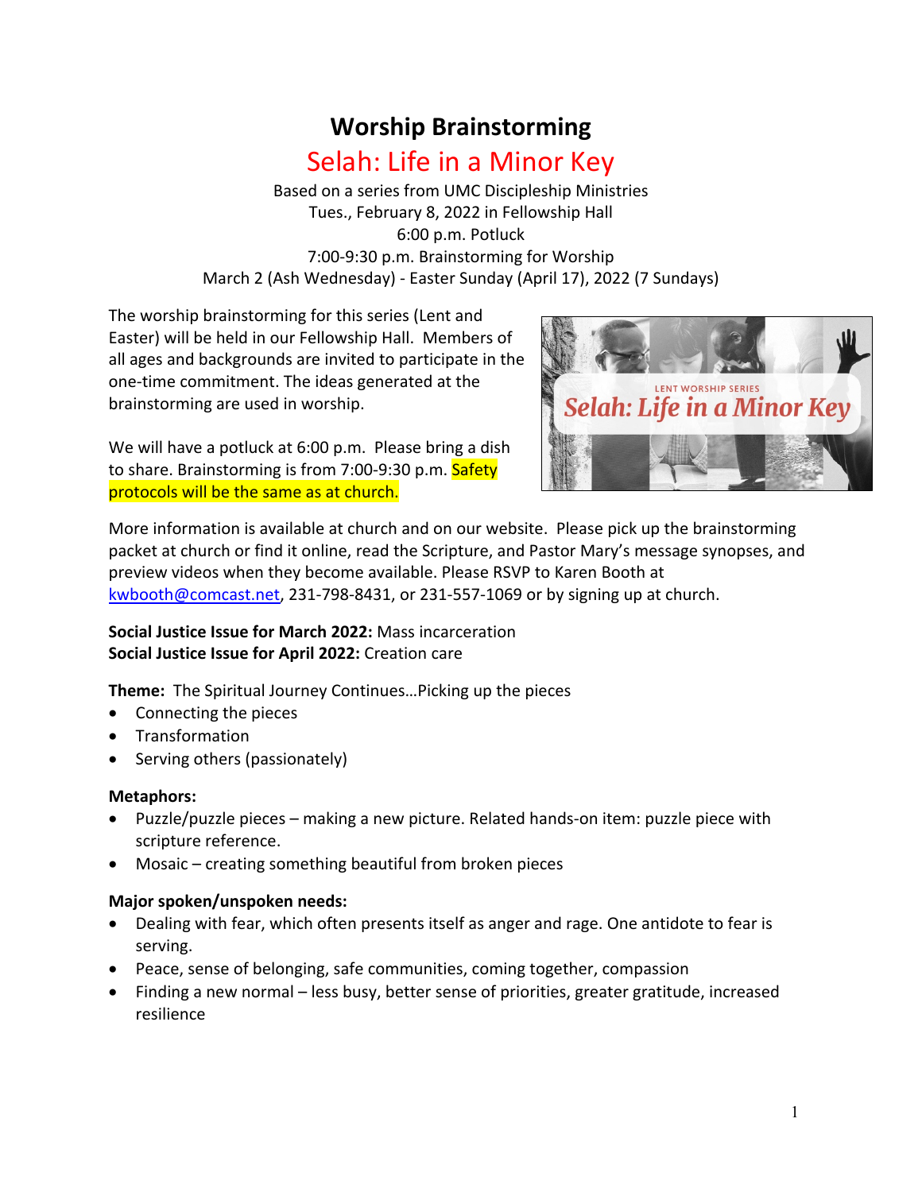# Worship Brainstorming

## Selah: Life in a Minor Key

Based on a series from UMC Discipleship Ministries
Tues., February 8, 2022 in Fellowship Hall
6:00 p.m. Potluck
7:00-9:30 p.m. Brainstorming for Worship
March 2 (Ash Wednesday) - Easter Sunday (April 17), 2022 (7 Sundays)

The worship brainstorming for this series (Lent and Easter) will be held in our Fellowship Hall. Members of all ages and backgrounds are invited to participate in the one-time commitment. The ideas generated at the brainstorming are used in worship.

We will have a potluck at 6:00 p.m. Please bring a dish to share. Brainstorming is from 7:00-9:30 p.m. Safety protocols will be the same as at church.

More information is available at church and on our website. Please pick up the brainstorming packet at church or find it online, read the Scripture, and Pastor Mary's message synopses, and preview videos when they become available. Please RSVP to Karen Booth at kwbooth@comcast.net, 231-798-8431, or 231-557-1069 or by signing up at church.

**Social Justice Issue for March 2022:** Mass incarceration
**Social Justice Issue for April 2022:** Creation care

**Theme:** The Spiritual Journey Continues…Picking up the pieces

- Connecting the pieces
- Transformation
- Serving others (passionately)

**Metaphors:**

- Puzzle/puzzle pieces – making a new picture. Related hands-on item: puzzle piece with scripture reference.
- Mosaic – creating something beautiful from broken pieces

**Major spoken/unspoken needs:**

- Dealing with fear, which often presents itself as anger and rage. One antidote to fear is serving.
- Peace, sense of belonging, safe communities, coming together, compassion
- Finding a new normal – less busy, better sense of priorities, greater gratitude, increased resilience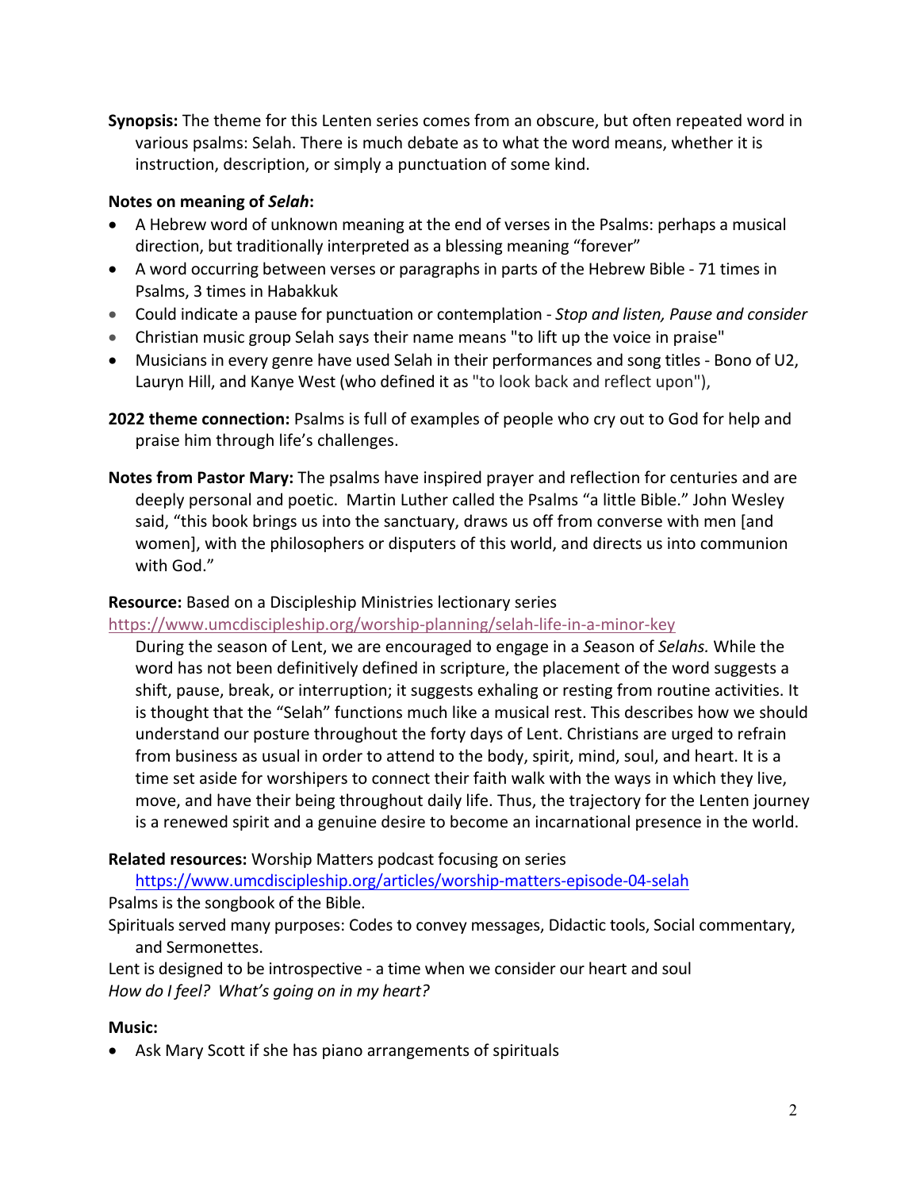**Synopsis:** The theme for this Lenten series comes from an obscure, but often repeated word in various psalms: Selah. There is much debate as to what the word means, whether it is instruction, description, or simply a punctuation of some kind.

**Notes on meaning of *Selah*:**

- A Hebrew word of unknown meaning at the end of verses in the Psalms: perhaps a musical direction, but traditionally interpreted as a blessing meaning "forever"
- A word occurring between verses or paragraphs in parts of the Hebrew Bible - 71 times in Psalms, 3 times in Habakkuk
- Could indicate a pause for punctuation or contemplation - *Stop and listen, Pause and consider*
- Christian music group Selah says their name means "to lift up the voice in praise"
- Musicians in every genre have used Selah in their performances and song titles - Bono of U2, Lauryn Hill, and Kanye West (who defined it as "to look back and reflect upon"),

**2022 theme connection:** Psalms is full of examples of people who cry out to God for help and praise him through life's challenges.

**Notes from Pastor Mary:** The psalms have inspired prayer and reflection for centuries and are deeply personal and poetic. Martin Luther called the Psalms "a little Bible." John Wesley said, "this book brings us into the sanctuary, draws us off from converse with men [and women], with the philosophers or disputers of this world, and directs us into communion with God."

**Resource:** Based on a Discipleship Ministries lectionary series
https://www.umcdiscipleship.org/worship-planning/selah-life-in-a-minor-key

During the season of Lent, we are encouraged to engage in a *S*eason of *Selahs.* While the word has not been definitively defined in scripture, the placement of the word suggests a shift, pause, break, or interruption; it suggests exhaling or resting from routine activities. It is thought that the "Selah" functions much like a musical rest. This describes how we should understand our posture throughout the forty days of Lent. Christians are urged to refrain from business as usual in order to attend to the body, spirit, mind, soul, and heart. It is a time set aside for worshipers to connect their faith walk with the ways in which they live, move, and have their being throughout daily life. Thus, the trajectory for the Lenten journey is a renewed spirit and a genuine desire to become an incarnational presence in the world.

**Related resources:** Worship Matters podcast focusing on series
https://www.umcdiscipleship.org/articles/worship-matters-episode-04-selah

Psalms is the songbook of the Bible.

Spirituals served many purposes: Codes to convey messages, Didactic tools, Social commentary, and Sermonettes.

Lent is designed to be introspective - a time when we consider our heart and soul
*How do I feel? What's going on in my heart?*

**Music:**

- Ask Mary Scott if she has piano arrangements of spirituals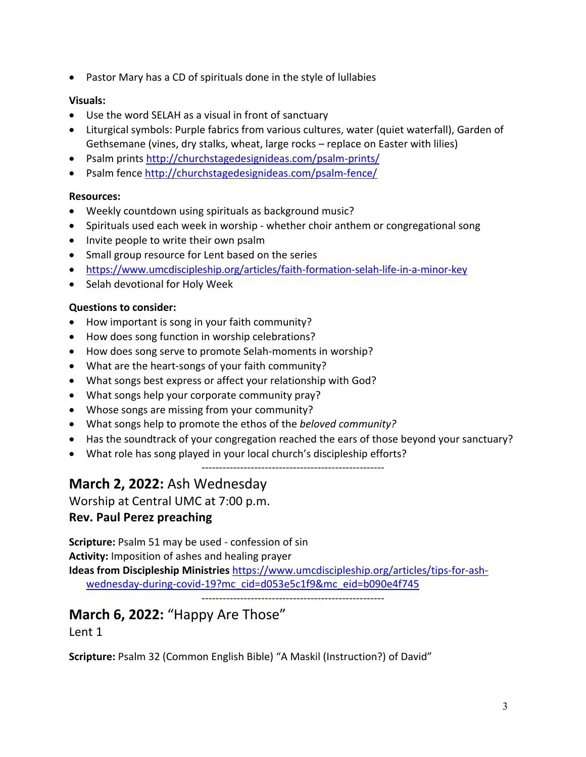- Pastor Mary has a CD of spirituals done in the style of lullabies

**Visuals:**

- Use the word SELAH as a visual in front of sanctuary
- Liturgical symbols: Purple fabrics from various cultures, water (quiet waterfall), Garden of Gethsemane (vines, dry stalks, wheat, large rocks – replace on Easter with lilies)
- Psalm prints http://churchstagedesignideas.com/psalm-prints/
- Psalm fence http://churchstagedesignideas.com/psalm-fence/

**Resources:**

- Weekly countdown using spirituals as background music?
- Spirituals used each week in worship - whether choir anthem or congregational song
- Invite people to write their own psalm
- Small group resource for Lent based on the series
- https://www.umcdiscipleship.org/articles/faith-formation-selah-life-in-a-minor-key
- Selah devotional for Holy Week

**Questions to consider:**

- How important is song in your faith community?
- How does song function in worship celebrations?
- How does song serve to promote Selah-moments in worship?
- What are the heart-songs of your faith community?
- What songs best express or affect your relationship with God?
- What songs help your corporate community pray?
- Whose songs are missing from your community?
- What songs help to promote the ethos of the *beloved community?*
- Has the soundtrack of your congregation reached the ears of those beyond your sanctuary?
- What role has song played in your local church's discipleship efforts?

----------------------------------------------------

## **March 2, 2022:** Ash Wednesday

Worship at Central UMC at 7:00 p.m.

**Rev. Paul Perez preaching**

**Scripture:** Psalm 51 may be used - confession of sin
**Activity:** Imposition of ashes and healing prayer
**Ideas from Discipleship Ministries** https://www.umcdiscipleship.org/articles/tips-for-ash-wednesday-during-covid-19?mc_cid=d053e5c1f9&mc_eid=b090e4f745

----------------------------------------------------

## **March 6, 2022:** "Happy Are Those"

Lent 1

**Scripture:** Psalm 32 (Common English Bible) "A Maskil (Instruction?) of David"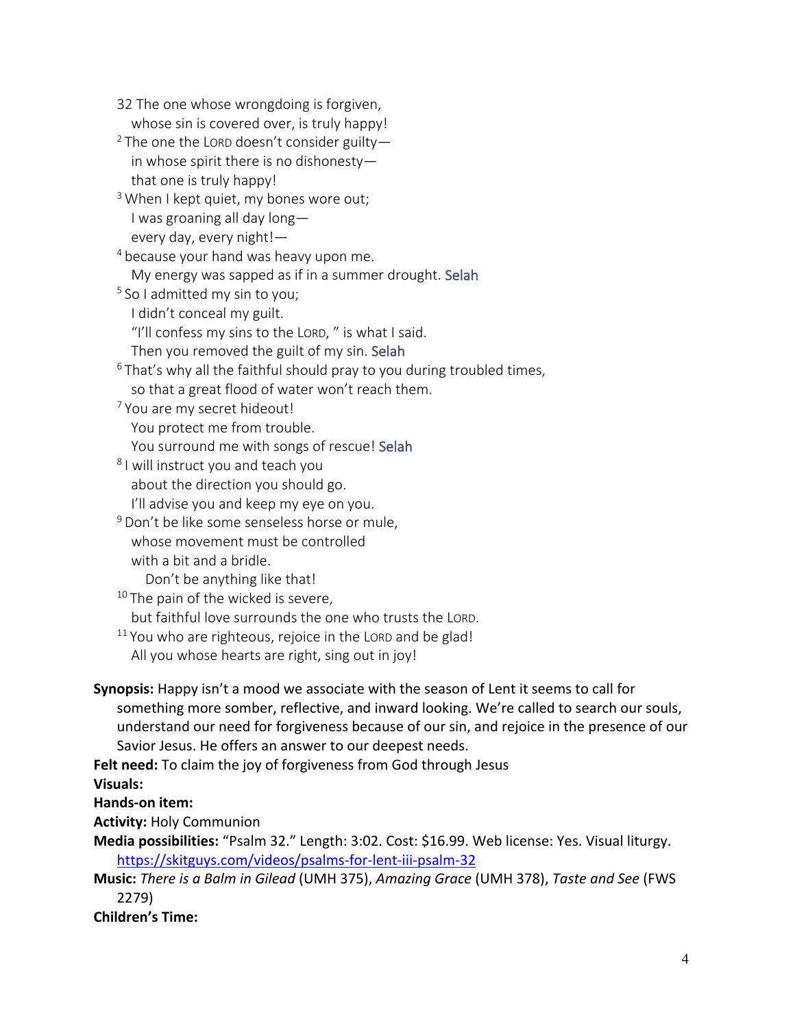32 The one whose wrongdoing is forgiven,
whose sin is covered over, is truly happy!
[2] The one the LORD doesn't consider guilty—
in whose spirit there is no dishonesty—
that one is truly happy!
[3] When I kept quiet, my bones wore out;
I was groaning all day long—
every day, every night!—
[4] because your hand was heavy upon me.
My energy was sapped as if in a summer drought. Selah
[5] So I admitted my sin to you;
I didn't conceal my guilt.
"I'll confess my sins to the LORD, " is what I said.
Then you removed the guilt of my sin. Selah
[6] That's why all the faithful should pray to you during troubled times,
so that a great flood of water won't reach them.
[7] You are my secret hideout!
You protect me from trouble.
You surround me with songs of rescue! Selah
[8] I will instruct you and teach you
about the direction you should go.
I'll advise you and keep my eye on you.
[9] Don't be like some senseless horse or mule,
whose movement must be controlled
with a bit and a bridle.
Don't be anything like that!
[10] The pain of the wicked is severe,
but faithful love surrounds the one who trusts the LORD.
[11] You who are righteous, rejoice in the LORD and be glad!
All you whose hearts are right, sing out in joy!

**Synopsis:** Happy isn't a mood we associate with the season of Lent it seems to call for something more somber, reflective, and inward looking. We're called to search our souls, understand our need for forgiveness because of our sin, and rejoice in the presence of our Savior Jesus. He offers an answer to our deepest needs.

**Felt need:** To claim the joy of forgiveness from God through Jesus

**Visuals:**

**Hands-on item:**

**Activity:** Holy Communion

**Media possibilities:** "Psalm 32." Length: 3:02. Cost: $16.99. Web license: Yes. Visual liturgy. https://skitguys.com/videos/psalms-for-lent-iii-psalm-32

**Music:** *There is a Balm in Gilead* (UMH 375), *Amazing Grace* (UMH 378), *Taste and See* (FWS 2279)

**Children's Time:**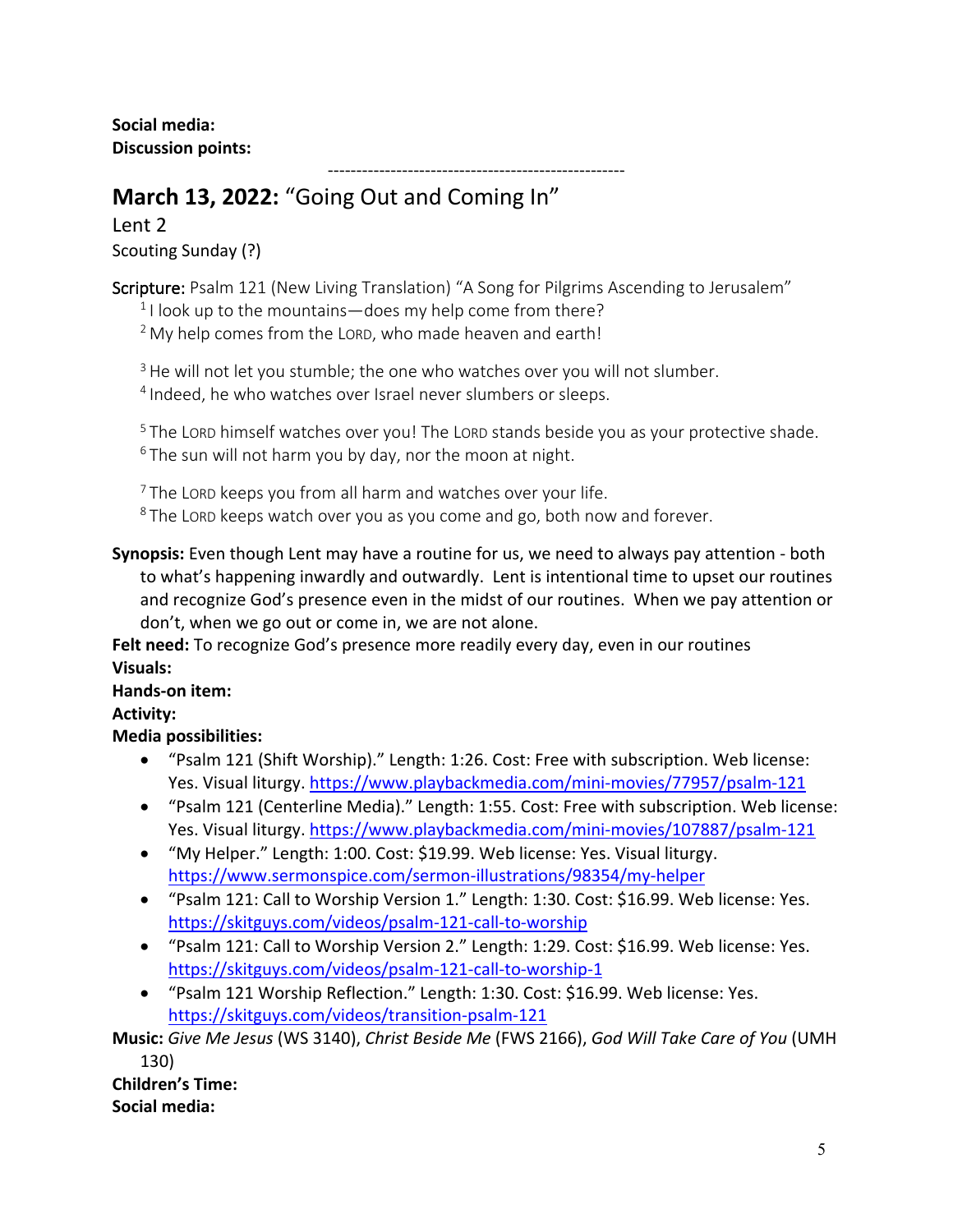**Social media:**
**Discussion points:**

-----------------------------------------------------

## March 13, 2022: "Going Out and Coming In"

Lent 2

Scouting Sunday (?)

**Scripture:** Psalm 121 (New Living Translation) "A Song for Pilgrims Ascending to Jerusalem"

[1] I look up to the mountains—does my help come from there?
[2] My help comes from the LORD, who made heaven and earth!

[3] He will not let you stumble; the one who watches over you will not slumber.
[4] Indeed, he who watches over Israel never slumbers or sleeps.

[5] The LORD himself watches over you! The LORD stands beside you as your protective shade.
[6] The sun will not harm you by day, nor the moon at night.

[7] The LORD keeps you from all harm and watches over your life.
[8] The LORD keeps watch over you as you come and go, both now and forever.

**Synopsis:** Even though Lent may have a routine for us, we need to always pay attention - both to what's happening inwardly and outwardly. Lent is intentional time to upset our routines and recognize God's presence even in the midst of our routines. When we pay attention or don't, when we go out or come in, we are not alone.

**Felt need:** To recognize God's presence more readily every day, even in our routines

**Visuals:**

**Hands-on item:**

**Activity:**

**Media possibilities:**

- "Psalm 121 (Shift Worship)." Length: 1:26. Cost: Free with subscription. Web license: Yes. Visual liturgy. https://www.playbackmedia.com/mini-movies/77957/psalm-121
- "Psalm 121 (Centerline Media)." Length: 1:55. Cost: Free with subscription. Web license: Yes. Visual liturgy. https://www.playbackmedia.com/mini-movies/107887/psalm-121
- "My Helper." Length: 1:00. Cost: $19.99. Web license: Yes. Visual liturgy. https://www.sermonspice.com/sermon-illustrations/98354/my-helper
- "Psalm 121: Call to Worship Version 1." Length: 1:30. Cost: $16.99. Web license: Yes. https://skitguys.com/videos/psalm-121-call-to-worship
- "Psalm 121: Call to Worship Version 2." Length: 1:29. Cost: $16.99. Web license: Yes. https://skitguys.com/videos/psalm-121-call-to-worship-1
- "Psalm 121 Worship Reflection." Length: 1:30. Cost: $16.99. Web license: Yes. https://skitguys.com/videos/transition-psalm-121

**Music:** *Give Me Jesus* (WS 3140), *Christ Beside Me* (FWS 2166), *God Will Take Care of You* (UMH 130)

**Children's Time:**

**Social media:**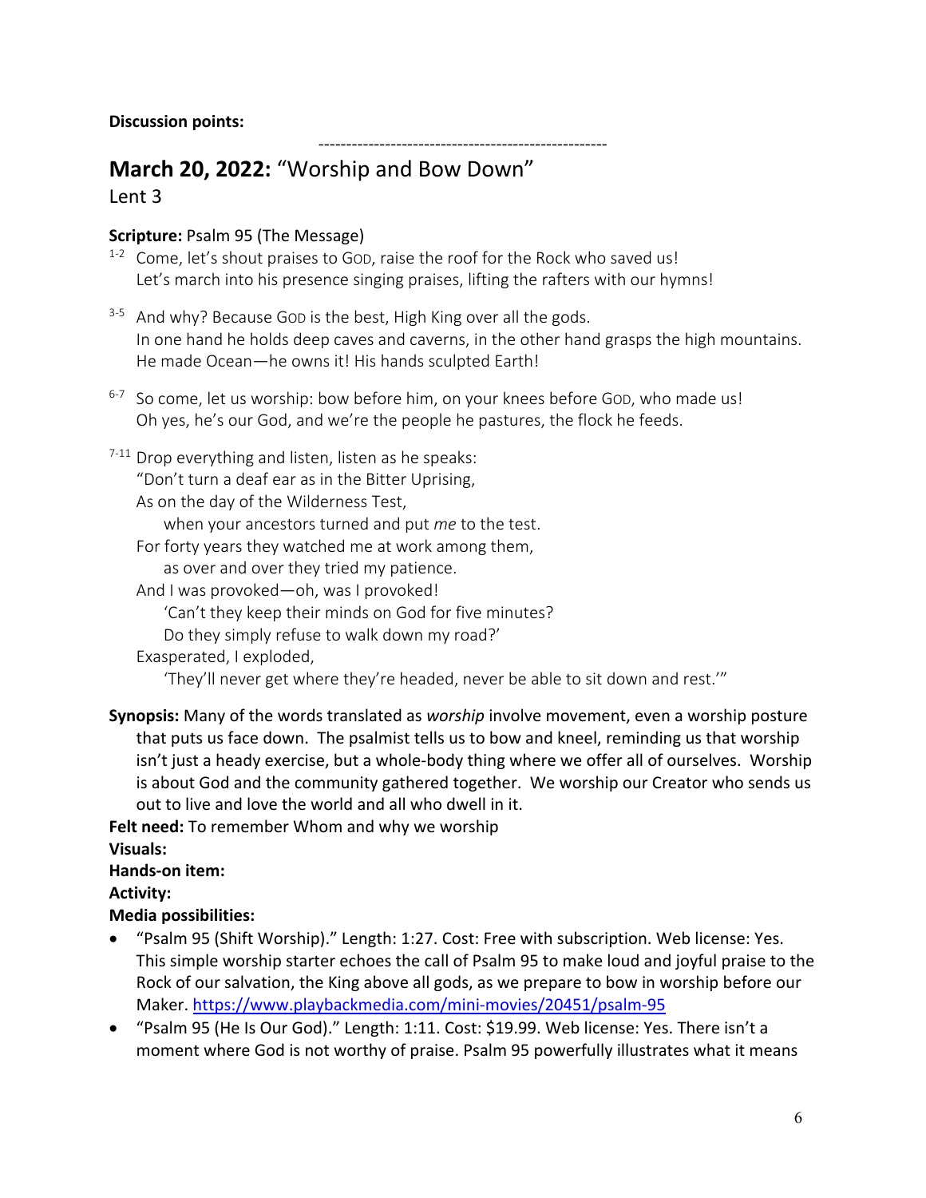**Discussion points:**

----------------------------------------------------

## **March 20, 2022:** "Worship and Bow Down"

Lent 3

**Scripture:** Psalm 95 (The Message)

[1-2] Come, let's shout praises to GOD, raise the roof for the Rock who saved us!
Let's march into his presence singing praises, lifting the rafters with our hymns!

[3-5] And why? Because GOD is the best, High King over all the gods.
In one hand he holds deep caves and caverns, in the other hand grasps the high mountains.
He made Ocean—he owns it! His hands sculpted Earth!

[6-7] So come, let us worship: bow before him, on your knees before GOD, who made us!
Oh yes, he's our God, and we're the people he pastures, the flock he feeds.

[7-11] Drop everything and listen, listen as he speaks:
"Don't turn a deaf ear as in the Bitter Uprising,
As on the day of the Wilderness Test,
when your ancestors turned and put *me* to the test.
For forty years they watched me at work among them,
as over and over they tried my patience.
And I was provoked—oh, was I provoked!
'Can't they keep their minds on God for five minutes?
Do they simply refuse to walk down my road?'
Exasperated, I exploded,
'They'll never get where they're headed, never be able to sit down and rest.'"

**Synopsis:** Many of the words translated as *worship* involve movement, even a worship posture that puts us face down. The psalmist tells us to bow and kneel, reminding us that worship isn't just a heady exercise, but a whole-body thing where we offer all of ourselves. Worship is about God and the community gathered together. We worship our Creator who sends us out to live and love the world and all who dwell in it.

**Felt need:** To remember Whom and why we worship

**Visuals:**

**Hands-on item:**

**Activity:**

**Media possibilities:**

- "Psalm 95 (Shift Worship)." Length: 1:27. Cost: Free with subscription. Web license: Yes. This simple worship starter echoes the call of Psalm 95 to make loud and joyful praise to the Rock of our salvation, the King above all gods, as we prepare to bow in worship before our Maker. https://www.playbackmedia.com/mini-movies/20451/psalm-95
- "Psalm 95 (He Is Our God)." Length: 1:11. Cost: $19.99. Web license: Yes. There isn't a moment where God is not worthy of praise. Psalm 95 powerfully illustrates what it means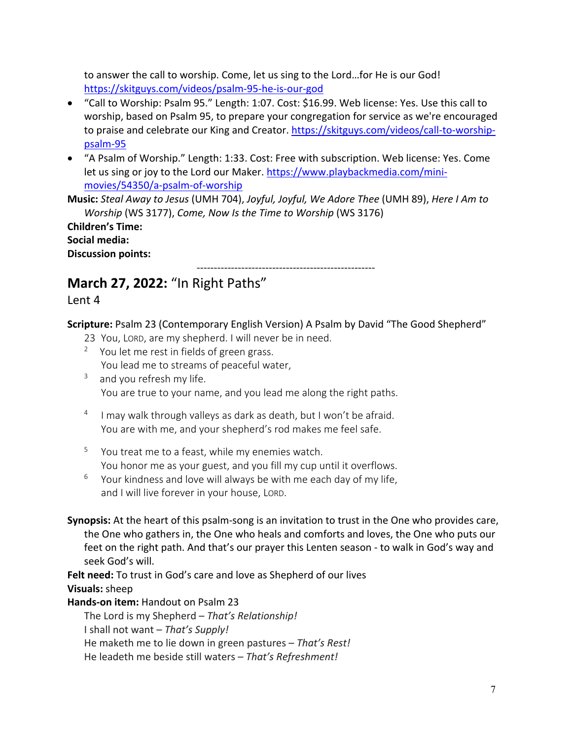to answer the call to worship. Come, let us sing to the Lord…for He is our God! https://skitguys.com/videos/psalm-95-he-is-our-god

- "Call to Worship: Psalm 95." Length: 1:07. Cost: $16.99. Web license: Yes. Use this call to worship, based on Psalm 95, to prepare your congregation for service as we're encouraged to praise and celebrate our King and Creator. https://skitguys.com/videos/call-to-worship-psalm-95
- "A Psalm of Worship." Length: 1:33. Cost: Free with subscription. Web license: Yes. Come let us sing or joy to the Lord our Maker. https://www.playbackmedia.com/mini-movies/54350/a-psalm-of-worship

**Music:** *Steal Away to Jesus* (UMH 704), *Joyful, Joyful, We Adore Thee* (UMH 89), *Here I Am to Worship* (WS 3177), *Come, Now Is the Time to Worship* (WS 3176)

**Children's Time:**

**Social media:**

**Discussion points:**

-----------------------------------------------------

## March 27, 2022: "In Right Paths"

Lent 4

**Scripture:** Psalm 23 (Contemporary English Version) A Psalm by David "The Good Shepherd"

23 You, LORD, are my shepherd. I will never be in need.
[2] You let me rest in fields of green grass.
You lead me to streams of peaceful water,
[3] and you refresh my life.
You are true to your name, and you lead me along the right paths.

[4] I may walk through valleys as dark as death, but I won't be afraid.
You are with me, and your shepherd's rod makes me feel safe.

[5] You treat me to a feast, while my enemies watch.
You honor me as your guest, and you fill my cup until it overflows.
[6] Your kindness and love will always be with me each day of my life,
and I will live forever in your house, LORD.

**Synopsis:** At the heart of this psalm-song is an invitation to trust in the One who provides care, the One who gathers in, the One who heals and comforts and loves, the One who puts our feet on the right path. And that's our prayer this Lenten season - to walk in God's way and seek God's will.

**Felt need:** To trust in God's care and love as Shepherd of our lives

**Visuals:** sheep

**Hands-on item:** Handout on Psalm 23

The Lord is my Shepherd – *That's Relationship!*
I shall not want – *That's Supply!*
He maketh me to lie down in green pastures – *That's Rest!*
He leadeth me beside still waters – *That's Refreshment!*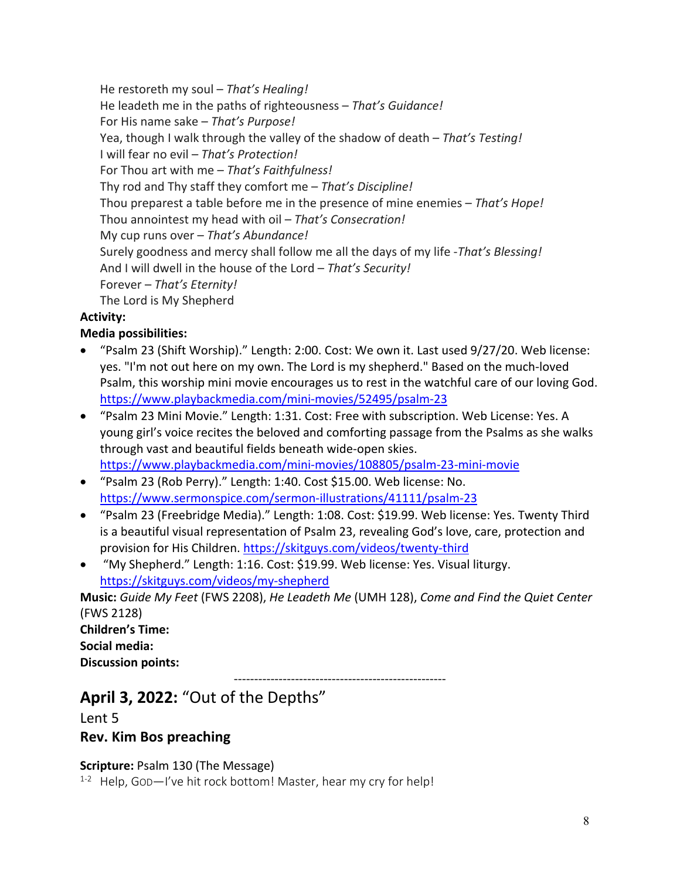He restoreth my soul – *That's Healing!*
He leadeth me in the paths of righteousness – *That's Guidance!*
For His name sake – *That's Purpose!*
Yea, though I walk through the valley of the shadow of death – *That's Testing!*
I will fear no evil – *That's Protection!*
For Thou art with me – *That's Faithfulness!*
Thy rod and Thy staff they comfort me – *That's Discipline!*
Thou preparest a table before me in the presence of mine enemies – *That's Hope!*
Thou annointest my head with oil – *That's Consecration!*
My cup runs over – *That's Abundance!*
Surely goodness and mercy shall follow me all the days of my life -*That's Blessing!*
And I will dwell in the house of the Lord – *That's Security!*
Forever – *That's Eternity!*
The Lord is My Shepherd

**Activity:**

**Media possibilities:**

- "Psalm 23 (Shift Worship)." Length: 2:00. Cost: We own it. Last used 9/27/20. Web license: yes. "I'm not out here on my own. The Lord is my shepherd." Based on the much-loved Psalm, this worship mini movie encourages us to rest in the watchful care of our loving God. https://www.playbackmedia.com/mini-movies/52495/psalm-23
- "Psalm 23 Mini Movie." Length: 1:31. Cost: Free with subscription. Web License: Yes. A young girl's voice recites the beloved and comforting passage from the Psalms as she walks through vast and beautiful fields beneath wide-open skies. https://www.playbackmedia.com/mini-movies/108805/psalm-23-mini-movie
- "Psalm 23 (Rob Perry)." Length: 1:40. Cost $15.00. Web license: No. https://www.sermonspice.com/sermon-illustrations/41111/psalm-23
- "Psalm 23 (Freebridge Media)." Length: 1:08. Cost: $19.99. Web license: Yes. Twenty Third is a beautiful visual representation of Psalm 23, revealing God's love, care, protection and provision for His Children. https://skitguys.com/videos/twenty-third
- "My Shepherd." Length: 1:16. Cost: $19.99. Web license: Yes. Visual liturgy. https://skitguys.com/videos/my-shepherd

**Music:** *Guide My Feet* (FWS 2208), *He Leadeth Me* (UMH 128), *Come and Find the Quiet Center* (FWS 2128)

**Children's Time:**

**Social media:**

**Discussion points:**

---

## April 3, 2022: "Out of the Depths"

Lent 5

### Rev. Kim Bos preaching

**Scripture:** Psalm 130 (The Message)

1-2 Help, GOD—I've hit rock bottom! Master, hear my cry for help!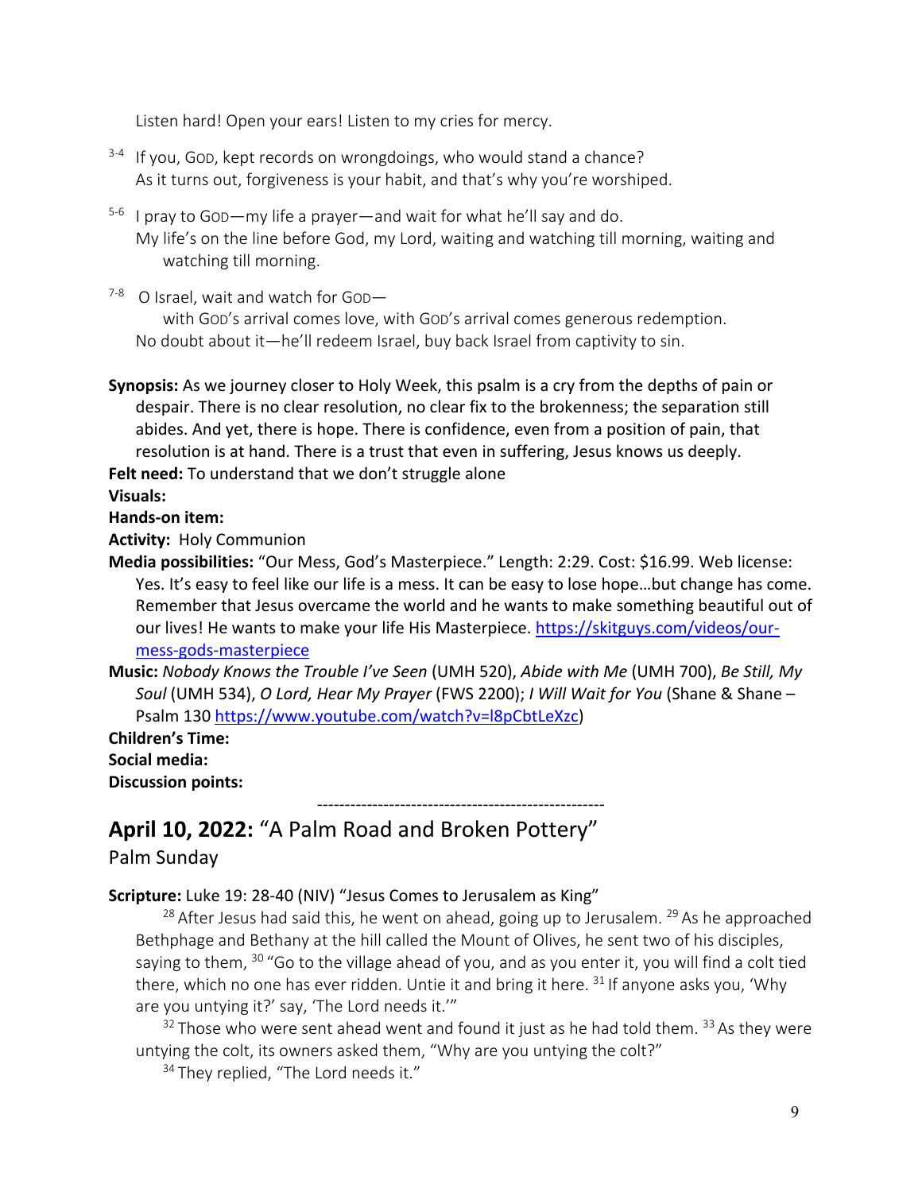Listen hard! Open your ears! Listen to my cries for mercy.

[3-4] If you, GOD, kept records on wrongdoings, who would stand a chance?
As it turns out, forgiveness is your habit, and that's why you're worshiped.

[5-6] I pray to GOD—my life a prayer—and wait for what he'll say and do.
My life's on the line before God, my Lord, waiting and watching till morning, waiting and watching till morning.

[7-8] O Israel, wait and watch for GOD—
with GOD's arrival comes love, with GOD's arrival comes generous redemption.
No doubt about it—he'll redeem Israel, buy back Israel from captivity to sin.

**Synopsis:** As we journey closer to Holy Week, this psalm is a cry from the depths of pain or despair. There is no clear resolution, no clear fix to the brokenness; the separation still abides. And yet, there is hope. There is confidence, even from a position of pain, that resolution is at hand. There is a trust that even in suffering, Jesus knows us deeply.

**Felt need:** To understand that we don't struggle alone

**Visuals:**

**Hands-on item:**

**Activity:** Holy Communion

**Media possibilities:** "Our Mess, God's Masterpiece." Length: 2:29. Cost: $16.99. Web license: Yes. It's easy to feel like our life is a mess. It can be easy to lose hope…but change has come. Remember that Jesus overcame the world and he wants to make something beautiful out of our lives! He wants to make your life His Masterpiece. https://skitguys.com/videos/our-mess-gods-masterpiece

**Music:** *Nobody Knows the Trouble I've Seen* (UMH 520), *Abide with Me* (UMH 700), *Be Still, My Soul* (UMH 534), *O Lord, Hear My Prayer* (FWS 2200); *I Will Wait for You* (Shane & Shane – Psalm 130 https://www.youtube.com/watch?v=l8pCbtLeXzc)

**Children's Time:**

**Social media:**

**Discussion points:**

----------------------------------------------------

## April 10, 2022: "A Palm Road and Broken Pottery"

Palm Sunday

**Scripture:** Luke 19: 28-40 (NIV) "Jesus Comes to Jerusalem as King"

[28] After Jesus had said this, he went on ahead, going up to Jerusalem. [29] As he approached Bethphage and Bethany at the hill called the Mount of Olives, he sent two of his disciples, saying to them, [30] "Go to the village ahead of you, and as you enter it, you will find a colt tied there, which no one has ever ridden. Untie it and bring it here. [31] If anyone asks you, 'Why are you untying it?' say, 'The Lord needs it.'"

[32] Those who were sent ahead went and found it just as he had told them. [33] As they were untying the colt, its owners asked them, "Why are you untying the colt?"

[34] They replied, "The Lord needs it."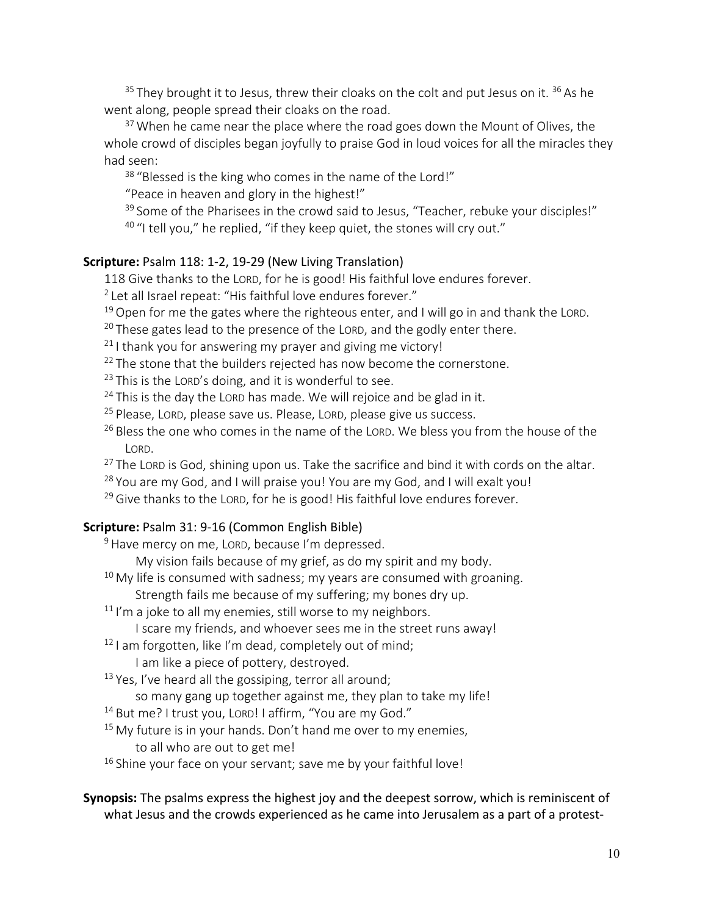[35] They brought it to Jesus, threw their cloaks on the colt and put Jesus on it. [36] As he went along, people spread their cloaks on the road.

[37] When he came near the place where the road goes down the Mount of Olives, the whole crowd of disciples began joyfully to praise God in loud voices for all the miracles they had seen:

[38] "Blessed is the king who comes in the name of the Lord!"

"Peace in heaven and glory in the highest!"

[39] Some of the Pharisees in the crowd said to Jesus, "Teacher, rebuke your disciples!"

[40] "I tell you," he replied, "if they keep quiet, the stones will cry out."

**Scripture:** Psalm 118: 1-2, 19-29 (New Living Translation)

118 Give thanks to the LORD, for he is good! His faithful love endures forever.

[2] Let all Israel repeat: "His faithful love endures forever."

[19] Open for me the gates where the righteous enter, and I will go in and thank the LORD.

[20] These gates lead to the presence of the LORD, and the godly enter there.

[21] I thank you for answering my prayer and giving me victory!

[22] The stone that the builders rejected has now become the cornerstone.

[23] This is the LORD's doing, and it is wonderful to see.

[24] This is the day the LORD has made. We will rejoice and be glad in it.

[25] Please, LORD, please save us. Please, LORD, please give us success.

[26] Bless the one who comes in the name of the LORD. We bless you from the house of the LORD.

[27] The LORD is God, shining upon us. Take the sacrifice and bind it with cords on the altar.

[28] You are my God, and I will praise you! You are my God, and I will exalt you!

[29] Give thanks to the LORD, for he is good! His faithful love endures forever.

**Scripture:** Psalm 31: 9-16 (Common English Bible)

[9] Have mercy on me, LORD, because I'm depressed.
My vision fails because of my grief, as do my spirit and my body.

[10] My life is consumed with sadness; my years are consumed with groaning.
Strength fails me because of my suffering; my bones dry up.

[11] I'm a joke to all my enemies, still worse to my neighbors.
I scare my friends, and whoever sees me in the street runs away!

[12] I am forgotten, like I'm dead, completely out of mind;
I am like a piece of pottery, destroyed.

[13] Yes, I've heard all the gossiping, terror all around;
so many gang up together against me, they plan to take my life!

[14] But me? I trust you, LORD! I affirm, "You are my God."

[15] My future is in your hands. Don't hand me over to my enemies,
to all who are out to get me!

[16] Shine your face on your servant; save me by your faithful love!

**Synopsis:** The psalms express the highest joy and the deepest sorrow, which is reminiscent of what Jesus and the crowds experienced as he came into Jerusalem as a part of a protest-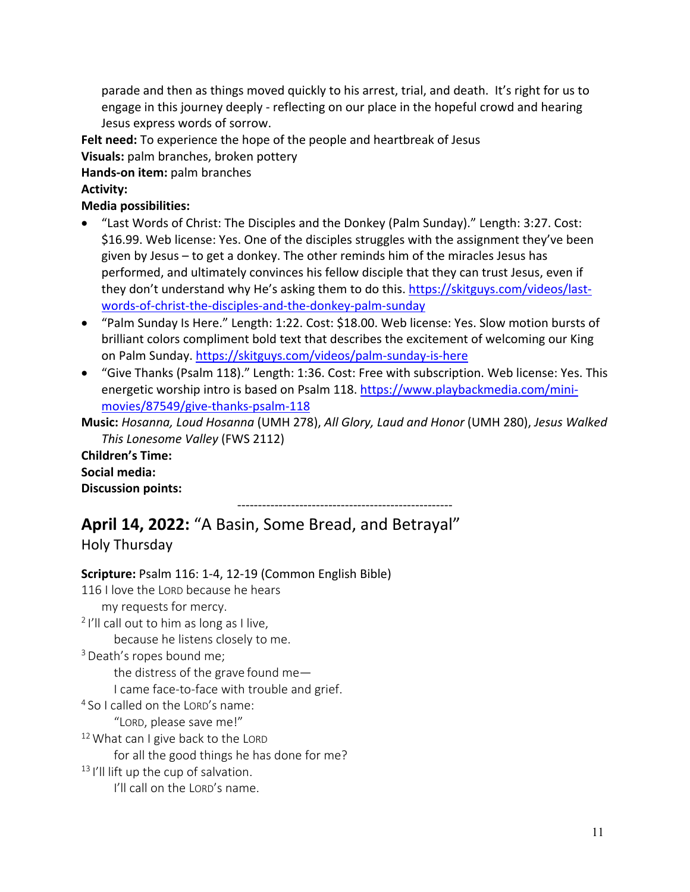parade and then as things moved quickly to his arrest, trial, and death. It's right for us to engage in this journey deeply - reflecting on our place in the hopeful crowd and hearing Jesus express words of sorrow.

**Felt need:** To experience the hope of the people and heartbreak of Jesus

**Visuals:** palm branches, broken pottery

**Hands-on item:** palm branches

**Activity:**

**Media possibilities:**

- "Last Words of Christ: The Disciples and the Donkey (Palm Sunday)." Length: 3:27. Cost: $16.99. Web license: Yes. One of the disciples struggles with the assignment they've been given by Jesus – to get a donkey. The other reminds him of the miracles Jesus has performed, and ultimately convinces his fellow disciple that they can trust Jesus, even if they don't understand why He's asking them to do this. https://skitguys.com/videos/last-words-of-christ-the-disciples-and-the-donkey-palm-sunday
- "Palm Sunday Is Here." Length: 1:22. Cost: $18.00. Web license: Yes. Slow motion bursts of brilliant colors compliment bold text that describes the excitement of welcoming our King on Palm Sunday. https://skitguys.com/videos/palm-sunday-is-here
- "Give Thanks (Psalm 118)." Length: 1:36. Cost: Free with subscription. Web license: Yes. This energetic worship intro is based on Psalm 118. https://www.playbackmedia.com/mini-movies/87549/give-thanks-psalm-118

**Music:** *Hosanna, Loud Hosanna* (UMH 278), *All Glory, Laud and Honor* (UMH 280), *Jesus Walked This Lonesome Valley* (FWS 2112)

**Children's Time:**

**Social media:**

**Discussion points:**

----------------------------------------------------

## April 14, 2022: "A Basin, Some Bread, and Betrayal"

Holy Thursday

**Scripture:** Psalm 116: 1-4, 12-19 (Common English Bible)

116 I love the LORD because he hears
 my requests for mercy.
[2] I'll call out to him as long as I live,
 because he listens closely to me.
[3] Death's ropes bound me;
 the distress of the grave found me—
 I came face-to-face with trouble and grief.
[4] So I called on the LORD's name:
 "LORD, please save me!"
[12] What can I give back to the LORD
 for all the good things he has done for me?
[13] I'll lift up the cup of salvation.
 I'll call on the LORD's name.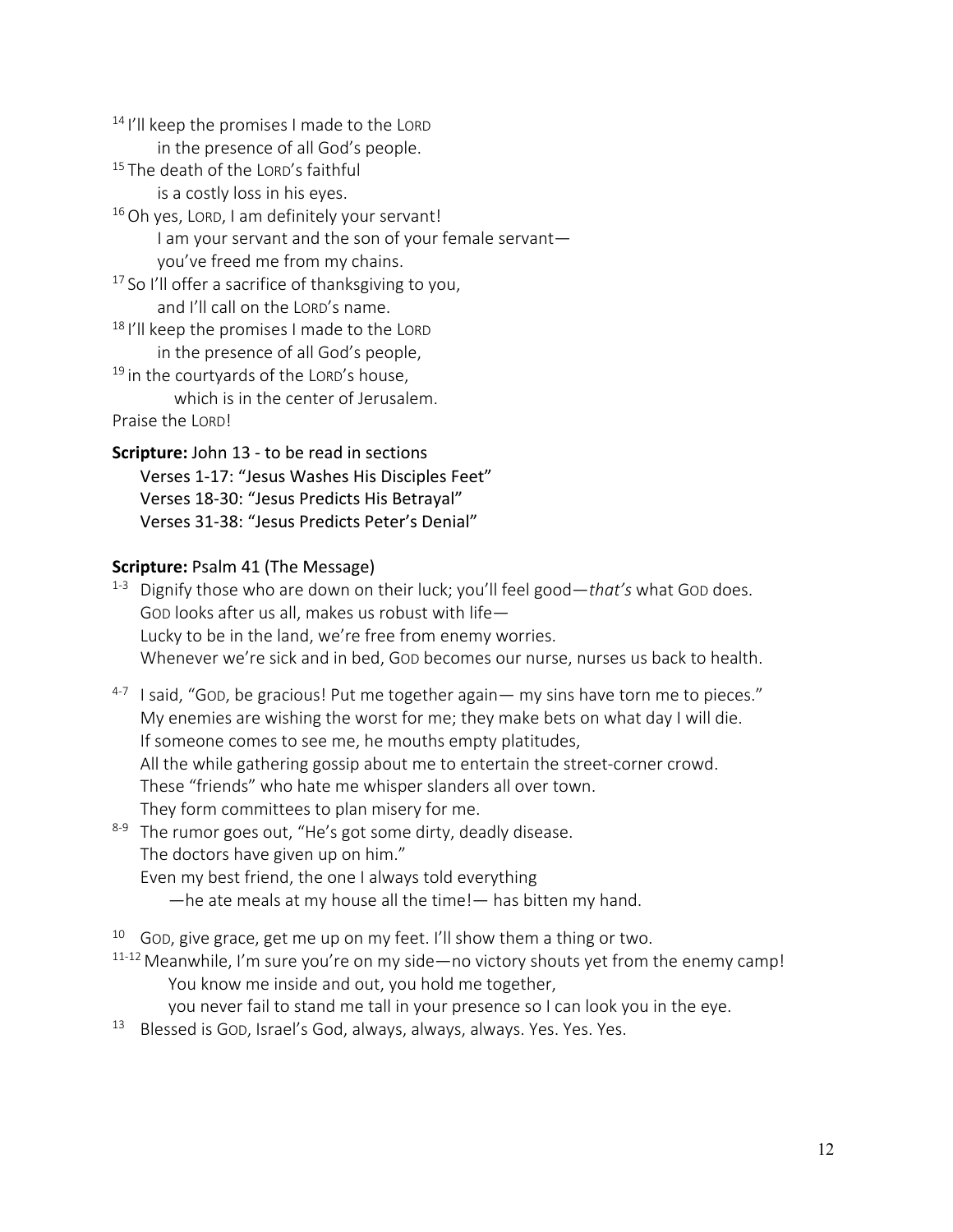[14] I'll keep the promises I made to the LORD
in the presence of all God's people.
[15] The death of the LORD's faithful
is a costly loss in his eyes.
[16] Oh yes, LORD, I am definitely your servant!
I am your servant and the son of your female servant—
you've freed me from my chains.
[17] So I'll offer a sacrifice of thanksgiving to you,
and I'll call on the LORD's name.
[18] I'll keep the promises I made to the LORD
in the presence of all God's people,
[19] in the courtyards of the LORD's house,
which is in the center of Jerusalem.
Praise the LORD!

**Scripture:** John 13 - to be read in sections
Verses 1-17: "Jesus Washes His Disciples Feet"
Verses 18-30: "Jesus Predicts His Betrayal"
Verses 31-38: "Jesus Predicts Peter's Denial"

**Scripture:** Psalm 41 (The Message)

[1-3] Dignify those who are down on their luck; you'll feel good—*that's* what GOD does.
GOD looks after us all, makes us robust with life—
Lucky to be in the land, we're free from enemy worries.
Whenever we're sick and in bed, GOD becomes our nurse, nurses us back to health.

[4-7] I said, "GOD, be gracious! Put me together again— my sins have torn me to pieces."
My enemies are wishing the worst for me; they make bets on what day I will die.
If someone comes to see me, he mouths empty platitudes,
All the while gathering gossip about me to entertain the street-corner crowd.
These "friends" who hate me whisper slanders all over town.
They form committees to plan misery for me.

[8-9] The rumor goes out, "He's got some dirty, deadly disease.
The doctors have given up on him."
Even my best friend, the one I always told everything
—he ate meals at my house all the time!— has bitten my hand.

[10] GOD, give grace, get me up on my feet. I'll show them a thing or two.

[11-12] Meanwhile, I'm sure you're on my side—no victory shouts yet from the enemy camp!
You know me inside and out, you hold me together,
you never fail to stand me tall in your presence so I can look you in the eye.

[13] Blessed is GOD, Israel's God, always, always, always. Yes. Yes. Yes.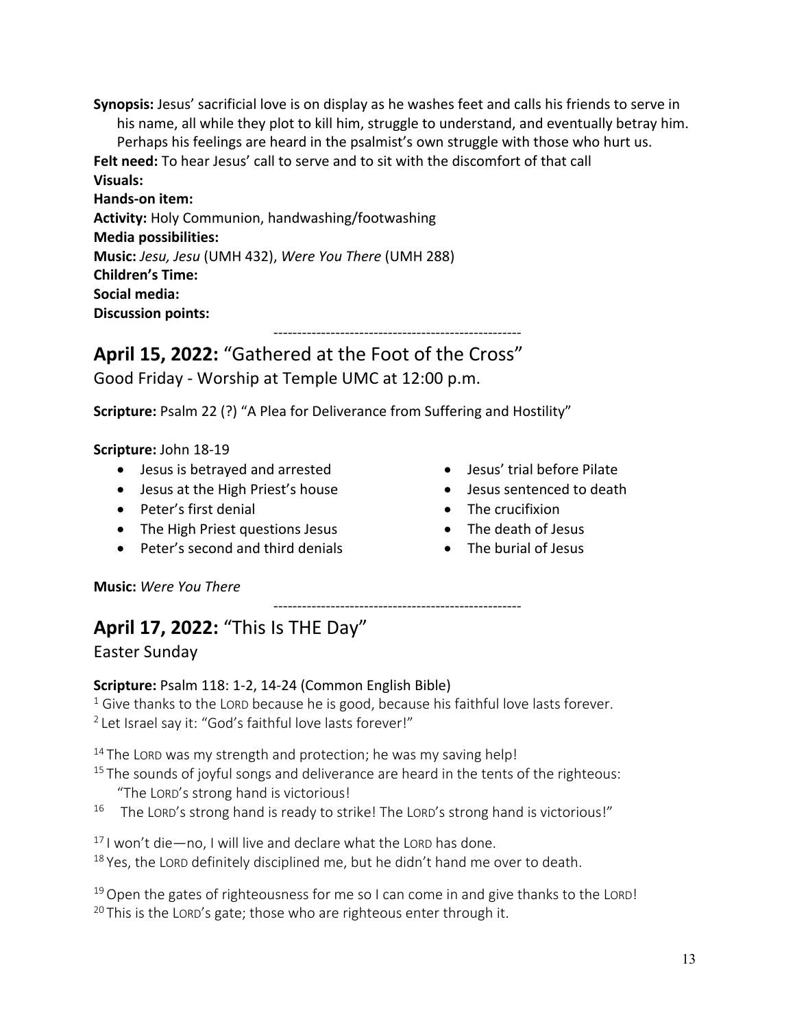**Synopsis:** Jesus' sacrificial love is on display as he washes feet and calls his friends to serve in his name, all while they plot to kill him, struggle to understand, and eventually betray him. Perhaps his feelings are heard in the psalmist's own struggle with those who hurt us.

**Felt need:** To hear Jesus' call to serve and to sit with the discomfort of that call

**Visuals:**

**Hands-on item:**

**Activity:** Holy Communion, handwashing/footwashing

**Media possibilities:**

**Music:** *Jesu, Jesu* (UMH 432), *Were You There* (UMH 288)

**Children's Time:**

**Social media:**

**Discussion points:**

----------------------------------------------------

## **April 15, 2022:** "Gathered at the Foot of the Cross"

Good Friday - Worship at Temple UMC at 12:00 p.m.

**Scripture:** Psalm 22 (?) "A Plea for Deliverance from Suffering and Hostility"

**Scripture:** John 18-19

- Jesus is betrayed and arrested
- Jesus at the High Priest's house
- Peter's first denial
- The High Priest questions Jesus
- Peter's second and third denials
- Jesus' trial before Pilate
- Jesus sentenced to death
- The crucifixion
- The death of Jesus
- The burial of Jesus

**Music:** *Were You There*

----------------------------------------------------

## **April 17, 2022:** "This Is THE Day"

Easter Sunday

**Scripture:** Psalm 118: 1-2, 14-24 (Common English Bible)

[1] Give thanks to the LORD because he is good, because his faithful love lasts forever.
[2] Let Israel say it: "God's faithful love lasts forever!"

[14] The LORD was my strength and protection; he was my saving help!
[15] The sounds of joyful songs and deliverance are heard in the tents of the righteous: "The LORD's strong hand is victorious!
[16] The LORD's strong hand is ready to strike! The LORD's strong hand is victorious!"

[17] I won't die—no, I will live and declare what the LORD has done.
[18] Yes, the LORD definitely disciplined me, but he didn't hand me over to death.

[19] Open the gates of righteousness for me so I can come in and give thanks to the LORD!
[20] This is the LORD's gate; those who are righteous enter through it.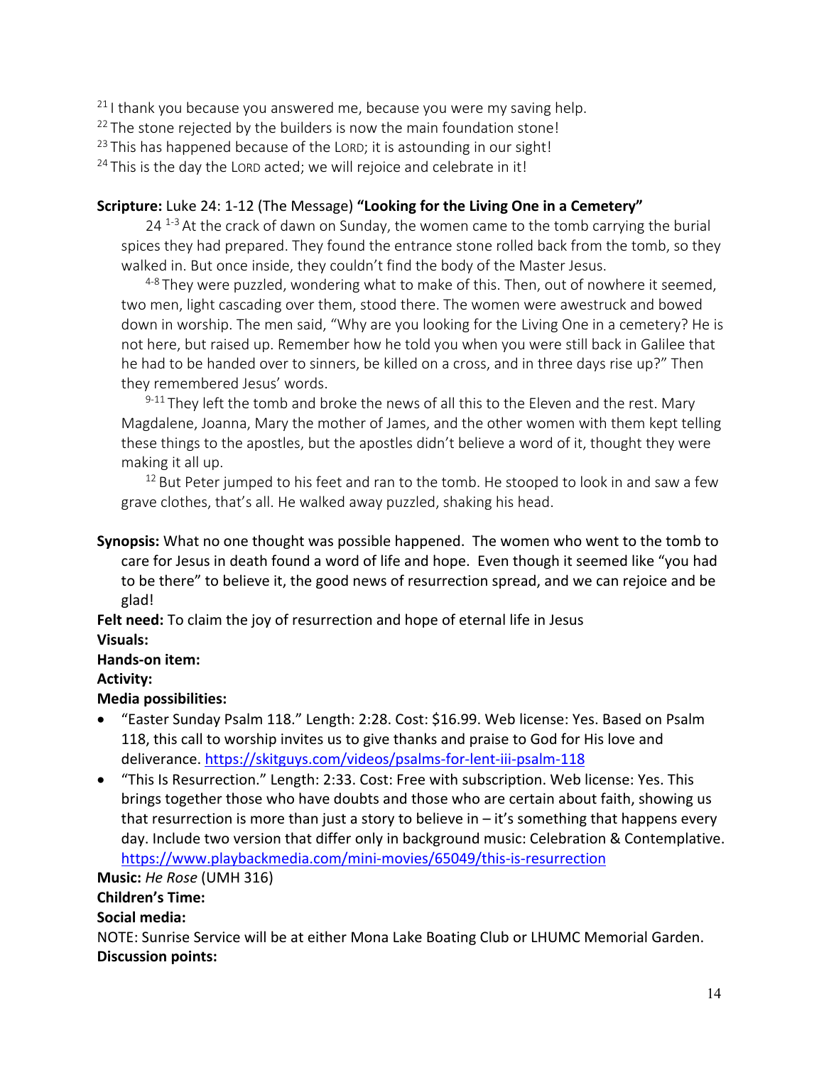[21] I thank you because you answered me, because you were my saving help.
[22] The stone rejected by the builders is now the main foundation stone!
[23] This has happened because of the LORD; it is astounding in our sight!
[24] This is the day the LORD acted; we will rejoice and celebrate in it!

**Scripture:** Luke 24: 1-12 (The Message) **"Looking for the Living One in a Cemetery"**

24 [1-3] At the crack of dawn on Sunday, the women came to the tomb carrying the burial spices they had prepared. They found the entrance stone rolled back from the tomb, so they walked in. But once inside, they couldn't find the body of the Master Jesus.

[4-8] They were puzzled, wondering what to make of this. Then, out of nowhere it seemed, two men, light cascading over them, stood there. The women were awestruck and bowed down in worship. The men said, "Why are you looking for the Living One in a cemetery? He is not here, but raised up. Remember how he told you when you were still back in Galilee that he had to be handed over to sinners, be killed on a cross, and in three days rise up?" Then they remembered Jesus' words.

[9-11] They left the tomb and broke the news of all this to the Eleven and the rest. Mary Magdalene, Joanna, Mary the mother of James, and the other women with them kept telling these things to the apostles, but the apostles didn't believe a word of it, thought they were making it all up.

[12] But Peter jumped to his feet and ran to the tomb. He stooped to look in and saw a few grave clothes, that's all. He walked away puzzled, shaking his head.

**Synopsis:** What no one thought was possible happened. The women who went to the tomb to care for Jesus in death found a word of life and hope. Even though it seemed like "you had to be there" to believe it, the good news of resurrection spread, and we can rejoice and be glad!

**Felt need:** To claim the joy of resurrection and hope of eternal life in Jesus

**Visuals:**

**Hands-on item:**

**Activity:**

**Media possibilities:**

- "Easter Sunday Psalm 118." Length: 2:28. Cost: $16.99. Web license: Yes. Based on Psalm 118, this call to worship invites us to give thanks and praise to God for His love and deliverance. https://skitguys.com/videos/psalms-for-lent-iii-psalm-118
- "This Is Resurrection." Length: 2:33. Cost: Free with subscription. Web license: Yes. This brings together those who have doubts and those who are certain about faith, showing us that resurrection is more than just a story to believe in – it's something that happens every day. Include two version that differ only in background music: Celebration & Contemplative. https://www.playbackmedia.com/mini-movies/65049/this-is-resurrection

**Music:** *He Rose* (UMH 316)

**Children's Time:**

**Social media:**

NOTE: Sunrise Service will be at either Mona Lake Boating Club or LHUMC Memorial Garden.

**Discussion points:**